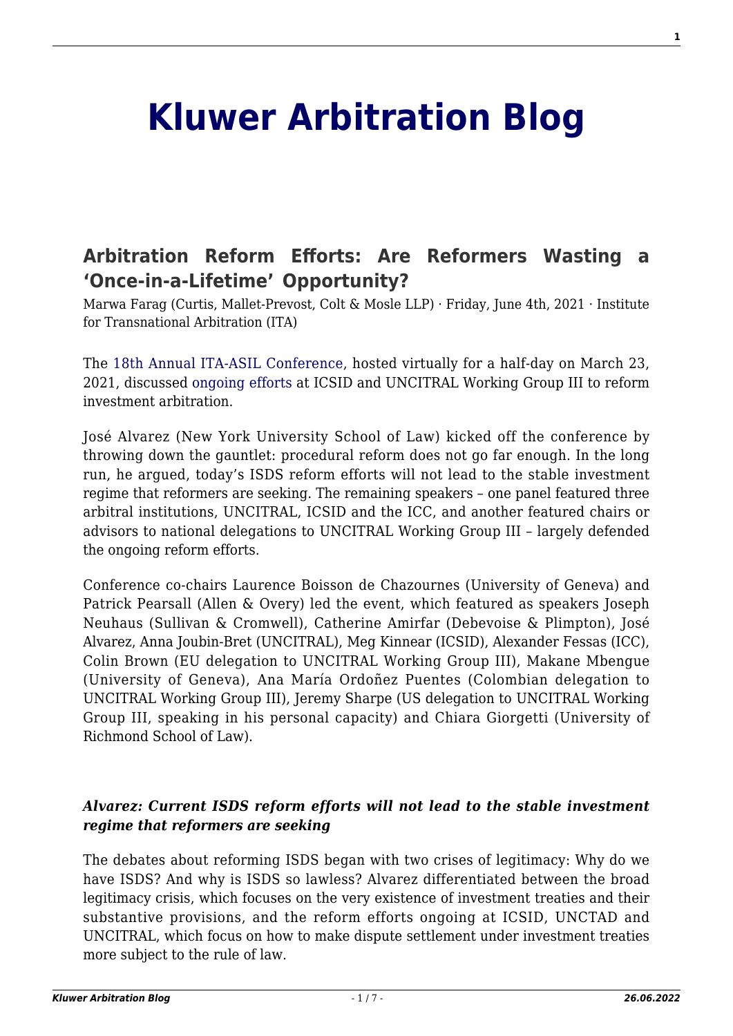# Kluwer Arbitration Blog

## Arbitration Reform Efforts: Are Reformers Wasting a 'Once-in-a-Lifetime' Opportunity?

Marwa Farag (Curtis, Mallet-Prevost, Colt & Mosle LLP) · Friday, June 4th, 2021 · Institute for Transnational Arbitration (ITA)

The 18th Annual ITA-ASIL Conference, hosted virtually for a half-day on March 23, 2021, discussed ongoing efforts at ICSID and UNCITRAL Working Group III to reform investment arbitration.

José Alvarez (New York University School of Law) kicked off the conference by throwing down the gauntlet: procedural reform does not go far enough. In the long run, he argued, today's ISDS reform efforts will not lead to the stable investment regime that reformers are seeking. The remaining speakers – one panel featured three arbitral institutions, UNCITRAL, ICSID and the ICC, and another featured chairs or advisors to national delegations to UNCITRAL Working Group III – largely defended the ongoing reform efforts.

Conference co-chairs Laurence Boisson de Chazournes (University of Geneva) and Patrick Pearsall (Allen & Overy) led the event, which featured as speakers Joseph Neuhaus (Sullivan & Cromwell), Catherine Amirfar (Debevoise & Plimpton), José Alvarez, Anna Joubin-Bret (UNCITRAL), Meg Kinnear (ICSID), Alexander Fessas (ICC), Colin Brown (EU delegation to UNCITRAL Working Group III), Makane Mbengue (University of Geneva), Ana María Ordoñez Puentes (Colombian delegation to UNCITRAL Working Group III), Jeremy Sharpe (US delegation to UNCITRAL Working Group III, speaking in his personal capacity) and Chiara Giorgetti (University of Richmond School of Law).

### *Alvarez: Current ISDS reform efforts will not lead to the stable investment regime that reformers are seeking*

The debates about reforming ISDS began with two crises of legitimacy: Why do we have ISDS? And why is ISDS so lawless? Alvarez differentiated between the broad legitimacy crisis, which focuses on the very existence of investment treaties and their substantive provisions, and the reform efforts ongoing at ICSID, UNCTAD and UNCITRAL, which focus on how to make dispute settlement under investment treaties more subject to the rule of law.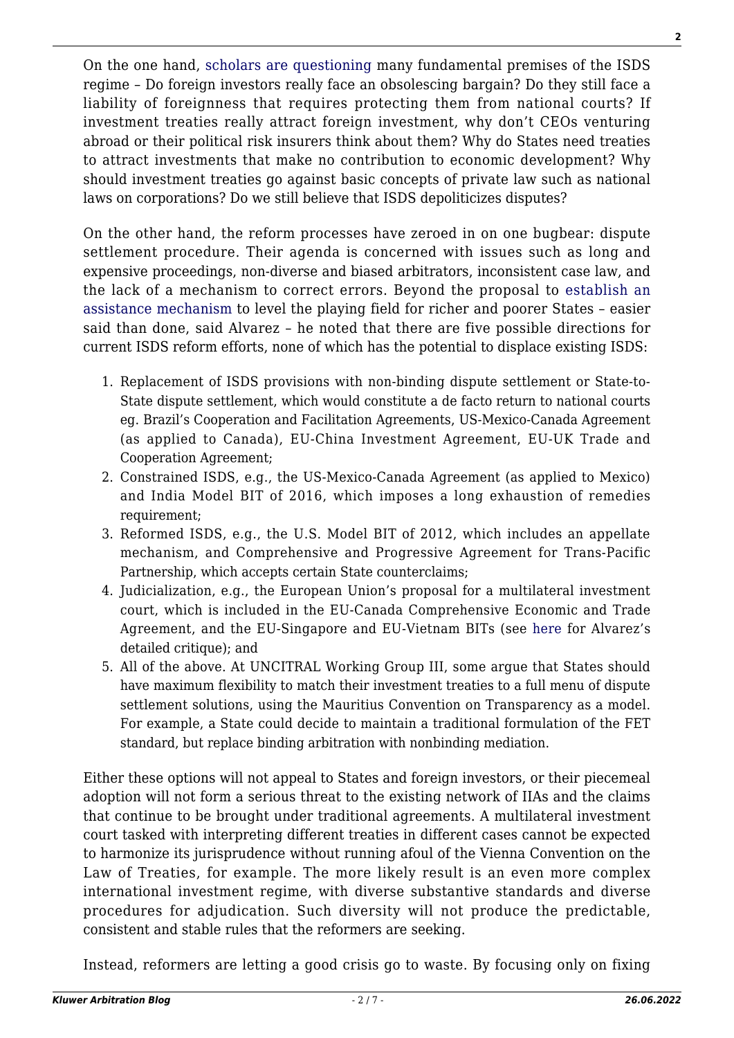On the one hand, scholars are questioning many fundamental premises of the ISDS regime – Do foreign investors really face an obsolescing bargain? Do they still face a liability of foreignness that requires protecting them from national courts? If investment treaties really attract foreign investment, why don't CEOs venturing abroad or their political risk insurers think about them? Why do States need treaties to attract investments that make no contribution to economic development? Why should investment treaties go against basic concepts of private law such as national laws on corporations? Do we still believe that ISDS depoliticizes disputes?

On the other hand, the reform processes have zeroed in on one bugbear: dispute settlement procedure. Their agenda is concerned with issues such as long and expensive proceedings, non-diverse and biased arbitrators, inconsistent case law, and the lack of a mechanism to correct errors. Beyond the proposal to establish an assistance mechanism to level the playing field for richer and poorer States – easier said than done, said Alvarez – he noted that there are five possible directions for current ISDS reform efforts, none of which has the potential to displace existing ISDS:

1. Replacement of ISDS provisions with non-binding dispute settlement or State-to-State dispute settlement, which would constitute a de facto return to national courts eg. Brazil's Cooperation and Facilitation Agreements, US-Mexico-Canada Agreement (as applied to Canada), EU-China Investment Agreement, EU-UK Trade and Cooperation Agreement;
2. Constrained ISDS, e.g., the US-Mexico-Canada Agreement (as applied to Mexico) and India Model BIT of 2016, which imposes a long exhaustion of remedies requirement;
3. Reformed ISDS, e.g., the U.S. Model BIT of 2012, which includes an appellate mechanism, and Comprehensive and Progressive Agreement for Trans-Pacific Partnership, which accepts certain State counterclaims;
4. Judicialization, e.g., the European Union's proposal for a multilateral investment court, which is included in the EU-Canada Comprehensive Economic and Trade Agreement, and the EU-Singapore and EU-Vietnam BITs (see here for Alvarez's detailed critique); and
5. All of the above. At UNCITRAL Working Group III, some argue that States should have maximum flexibility to match their investment treaties to a full menu of dispute settlement solutions, using the Mauritius Convention on Transparency as a model. For example, a State could decide to maintain a traditional formulation of the FET standard, but replace binding arbitration with nonbinding mediation.

Either these options will not appeal to States and foreign investors, or their piecemeal adoption will not form a serious threat to the existing network of IIAs and the claims that continue to be brought under traditional agreements. A multilateral investment court tasked with interpreting different treaties in different cases cannot be expected to harmonize its jurisprudence without running afoul of the Vienna Convention on the Law of Treaties, for example. The more likely result is an even more complex international investment regime, with diverse substantive standards and diverse procedures for adjudication. Such diversity will not produce the predictable, consistent and stable rules that the reformers are seeking.

Instead, reformers are letting a good crisis go to waste. By focusing only on fixing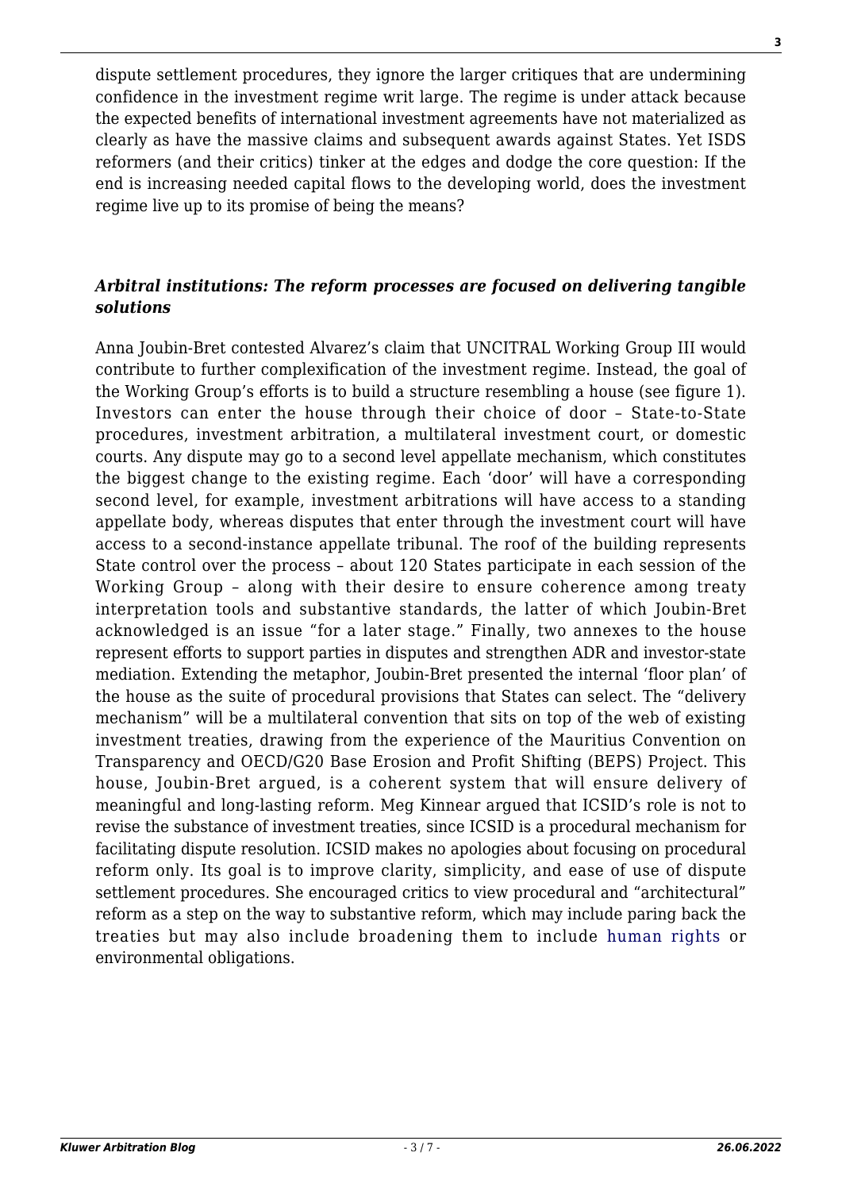dispute settlement procedures, they ignore the larger critiques that are undermining confidence in the investment regime writ large. The regime is under attack because the expected benefits of international investment agreements have not materialized as clearly as have the massive claims and subsequent awards against States. Yet ISDS reformers (and their critics) tinker at the edges and dodge the core question: If the end is increasing needed capital flows to the developing world, does the investment regime live up to its promise of being the means?

### *Arbitral institutions: The reform processes are focused on delivering tangible solutions*

Anna Joubin-Bret contested Alvarez's claim that UNCITRAL Working Group III would contribute to further complexification of the investment regime. Instead, the goal of the Working Group's efforts is to build a structure resembling a house (see figure 1). Investors can enter the house through their choice of door – State-to-State procedures, investment arbitration, a multilateral investment court, or domestic courts. Any dispute may go to a second level appellate mechanism, which constitutes the biggest change to the existing regime. Each 'door' will have a corresponding second level, for example, investment arbitrations will have access to a standing appellate body, whereas disputes that enter through the investment court will have access to a second-instance appellate tribunal. The roof of the building represents State control over the process – about 120 States participate in each session of the Working Group – along with their desire to ensure coherence among treaty interpretation tools and substantive standards, the latter of which Joubin-Bret acknowledged is an issue "for a later stage." Finally, two annexes to the house represent efforts to support parties in disputes and strengthen ADR and investor-state mediation. Extending the metaphor, Joubin-Bret presented the internal 'floor plan' of the house as the suite of procedural provisions that States can select. The "delivery mechanism" will be a multilateral convention that sits on top of the web of existing investment treaties, drawing from the experience of the Mauritius Convention on Transparency and OECD/G20 Base Erosion and Profit Shifting (BEPS) Project. This house, Joubin-Bret argued, is a coherent system that will ensure delivery of meaningful and long-lasting reform. Meg Kinnear argued that ICSID's role is not to revise the substance of investment treaties, since ICSID is a procedural mechanism for facilitating dispute resolution. ICSID makes no apologies about focusing on procedural reform only. Its goal is to improve clarity, simplicity, and ease of use of dispute settlement procedures. She encouraged critics to view procedural and "architectural" reform as a step on the way to substantive reform, which may include paring back the treaties but may also include broadening them to include human rights or environmental obligations.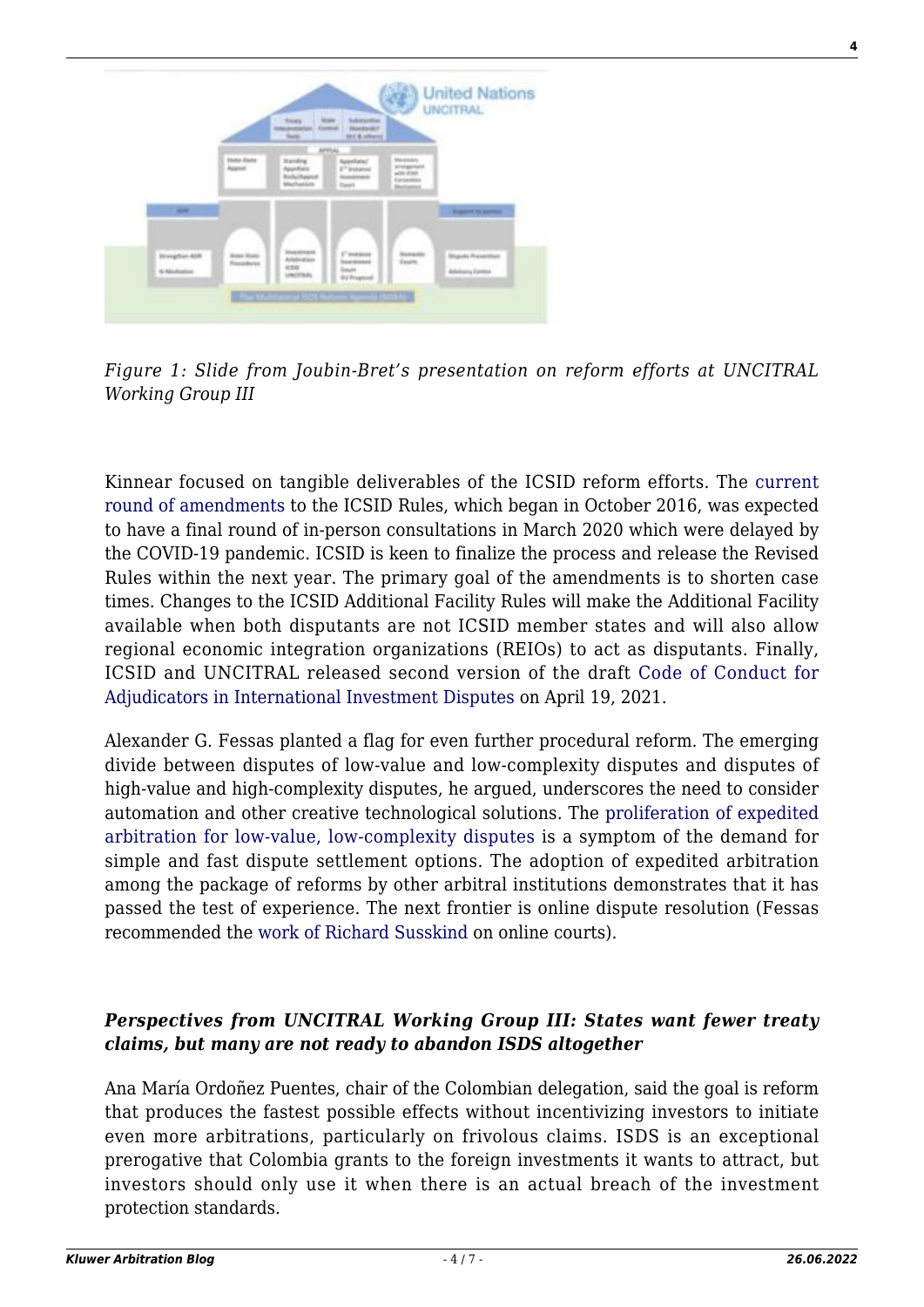*Figure 1: Slide from Joubin-Bret's presentation on reform efforts at UNCITRAL Working Group III*

Kinnear focused on tangible deliverables of the ICSID reform efforts. The current round of amendments to the ICSID Rules, which began in October 2016, was expected to have a final round of in-person consultations in March 2020 which were delayed by the COVID-19 pandemic. ICSID is keen to finalize the process and release the Revised Rules within the next year. The primary goal of the amendments is to shorten case times. Changes to the ICSID Additional Facility Rules will make the Additional Facility available when both disputants are not ICSID member states and will also allow regional economic integration organizations (REIOs) to act as disputants. Finally, ICSID and UNCITRAL released second version of the draft Code of Conduct for Adjudicators in International Investment Disputes on April 19, 2021.

Alexander G. Fessas planted a flag for even further procedural reform. The emerging divide between disputes of low-value and low-complexity disputes and disputes of high-value and high-complexity disputes, he argued, underscores the need to consider automation and other creative technological solutions. The proliferation of expedited arbitration for low-value, low-complexity disputes is a symptom of the demand for simple and fast dispute settlement options. The adoption of expedited arbitration among the package of reforms by other arbitral institutions demonstrates that it has passed the test of experience. The next frontier is online dispute resolution (Fessas recommended the work of Richard Susskind on online courts).

### *Perspectives from UNCITRAL Working Group III: States want fewer treaty claims, but many are not ready to abandon ISDS altogether*

Ana María Ordoñez Puentes, chair of the Colombian delegation, said the goal is reform that produces the fastest possible effects without incentivizing investors to initiate even more arbitrations, particularly on frivolous claims. ISDS is an exceptional prerogative that Colombia grants to the foreign investments it wants to attract, but investors should only use it when there is an actual breach of the investment protection standards.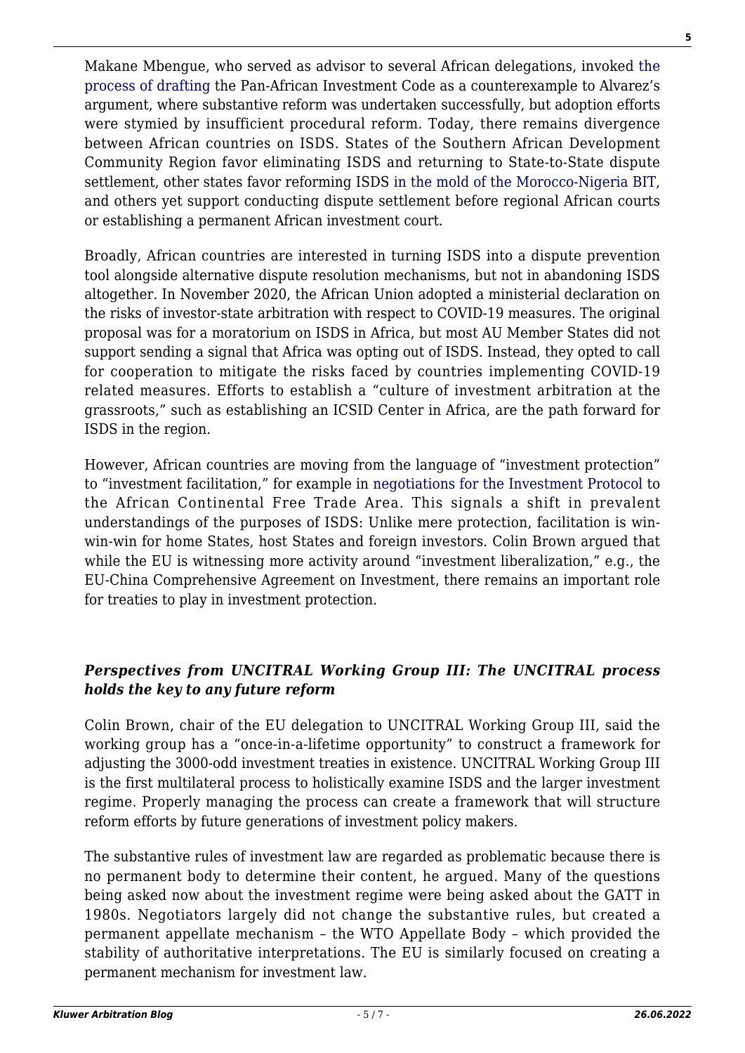Makane Mbengue, who served as advisor to several African delegations, invoked the process of drafting the Pan-African Investment Code as a counterexample to Alvarez's argument, where substantive reform was undertaken successfully, but adoption efforts were stymied by insufficient procedural reform. Today, there remains divergence between African countries on ISDS. States of the Southern African Development Community Region favor eliminating ISDS and returning to State-to-State dispute settlement, other states favor reforming ISDS in the mold of the Morocco-Nigeria BIT, and others yet support conducting dispute settlement before regional African courts or establishing a permanent African investment court.

Broadly, African countries are interested in turning ISDS into a dispute prevention tool alongside alternative dispute resolution mechanisms, but not in abandoning ISDS altogether. In November 2020, the African Union adopted a ministerial declaration on the risks of investor-state arbitration with respect to COVID-19 measures. The original proposal was for a moratorium on ISDS in Africa, but most AU Member States did not support sending a signal that Africa was opting out of ISDS. Instead, they opted to call for cooperation to mitigate the risks faced by countries implementing COVID-19 related measures. Efforts to establish a "culture of investment arbitration at the grassroots," such as establishing an ICSID Center in Africa, are the path forward for ISDS in the region.

However, African countries are moving from the language of "investment protection" to "investment facilitation," for example in negotiations for the Investment Protocol to the African Continental Free Trade Area. This signals a shift in prevalent understandings of the purposes of ISDS: Unlike mere protection, facilitation is win-win-win for home States, host States and foreign investors. Colin Brown argued that while the EU is witnessing more activity around "investment liberalization," e.g., the EU-China Comprehensive Agreement on Investment, there remains an important role for treaties to play in investment protection.

### ***Perspectives from UNCITRAL Working Group III: The UNCITRAL process holds the key to any future reform***

Colin Brown, chair of the EU delegation to UNCITRAL Working Group III, said the working group has a "once-in-a-lifetime opportunity" to construct a framework for adjusting the 3000-odd investment treaties in existence. UNCITRAL Working Group III is the first multilateral process to holistically examine ISDS and the larger investment regime. Properly managing the process can create a framework that will structure reform efforts by future generations of investment policy makers.

The substantive rules of investment law are regarded as problematic because there is no permanent body to determine their content, he argued. Many of the questions being asked now about the investment regime were being asked about the GATT in 1980s. Negotiators largely did not change the substantive rules, but created a permanent appellate mechanism – the WTO Appellate Body – which provided the stability of authoritative interpretations. The EU is similarly focused on creating a permanent mechanism for investment law.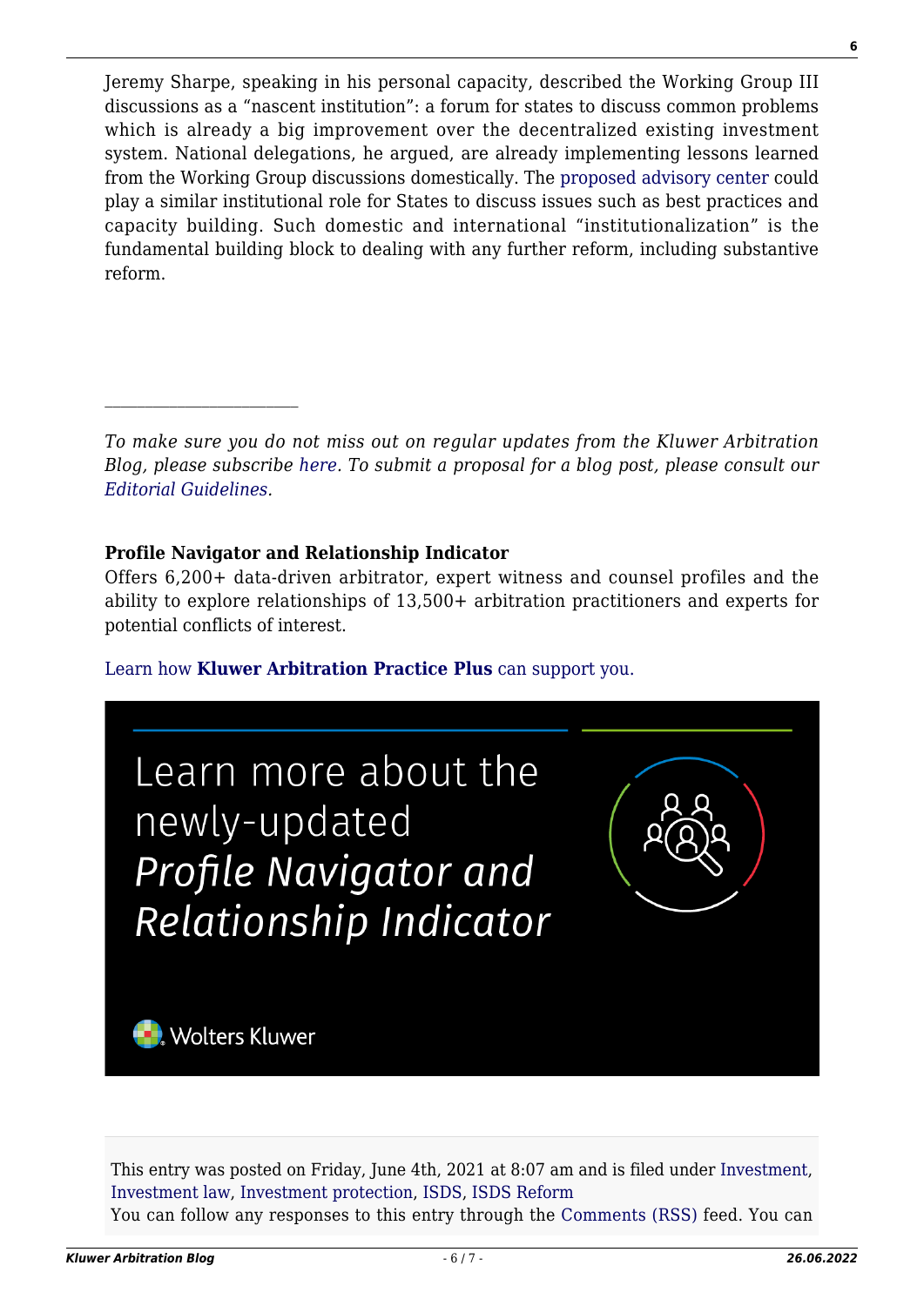Jeremy Sharpe, speaking in his personal capacity, described the Working Group III discussions as a "nascent institution": a forum for states to discuss common problems which is already a big improvement over the decentralized existing investment system. National delegations, he argued, are already implementing lessons learned from the Working Group discussions domestically. The proposed advisory center could play a similar institutional role for States to discuss issues such as best practices and capacity building. Such domestic and international "institutionalization" is the fundamental building block to dealing with any further reform, including substantive reform.

---

*To make sure you do not miss out on regular updates from the Kluwer Arbitration Blog, please subscribe here. To submit a proposal for a blog post, please consult our Editorial Guidelines.*

**Profile Navigator and Relationship Indicator**

Offers 6,200+ data-driven arbitrator, expert witness and counsel profiles and the ability to explore relationships of 13,500+ arbitration practitioners and experts for potential conflicts of interest.

Learn how **Kluwer Arbitration Practice Plus** can support you.

Learn more about the newly-updated *Profile Navigator and Relationship Indicator*

Wolters Kluwer

This entry was posted on Friday, June 4th, 2021 at 8:07 am and is filed under Investment, Investment law, Investment protection, ISDS, ISDS Reform
You can follow any responses to this entry through the Comments (RSS) feed. You can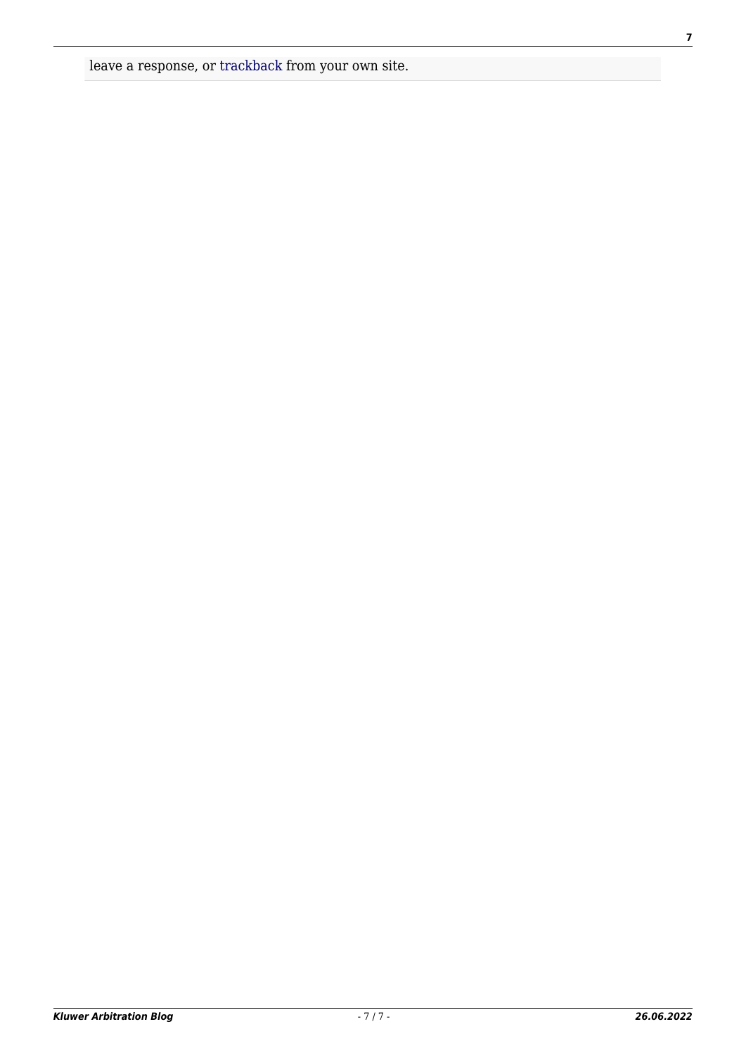leave a response, or trackback from your own site.